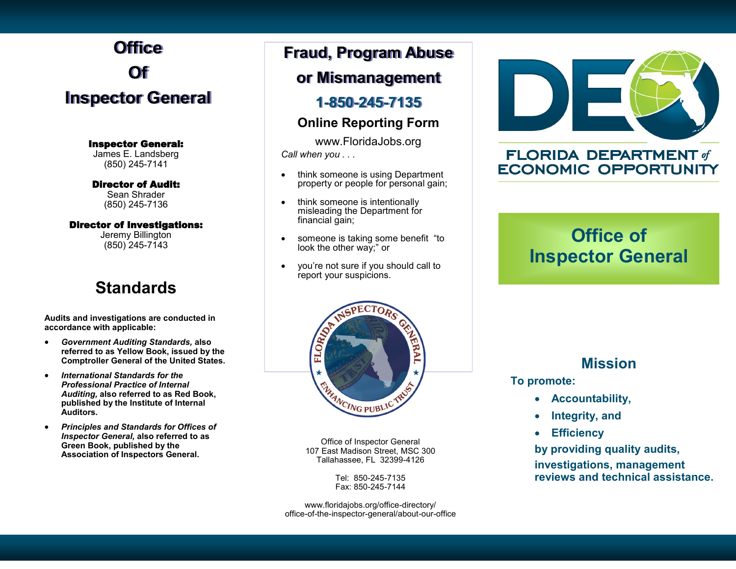# Office Of Inspector General

**Inspector General:**
James E. Landsberg
(850) 245-7141

**Director of Audit:**
Sean Shrader
(850) 245-7136

**Director of Investigations:**
Jeremy Billington
(850) 245-7143

## Standards

**Audits and investigations are conducted in accordance with applicable:**

- ***Government Auditing Standards,*** **also referred to as Yellow Book, issued by the Comptroller General of the United States.**
- ***International Standards for the Professional Practice of Internal Auditing,*** **also referred to as Red Book, published by the Institute of Internal Auditors.**
- ***Principles and Standards for Offices of Inspector General,*** **also referred to as Green Book, published by the Association of Inspectors General.**

## Fraud, Program Abuse or Mismanagement

### 1-850-245-7135

### Online Reporting Form

www.FloridaJobs.org

*Call when you . . .*

- think someone is using Department property or people for personal gain;
- think someone is intentionally misleading the Department for financial gain;
- someone is taking some benefit "to look the other way;" or
- you're not sure if you should call to report your suspicions.

FLORIDA INSPECTORS GENERAL
TRUST
ENHANCING PUBLIC TRUST

Office of Inspector General
107 East Madison Street, MSC 300
Tallahassee, FL 32399-4126

Tel: 850-245-7135
Fax: 850-245-7144

www.floridajobs.org/office-directory/office-of-the-inspector-general/about-our-office

DEO

FLORIDA DEPARTMENT *of* ECONOMIC OPPORTUNITY

## Office of Inspector General

## Mission

**To promote:**

- **Accountability,**
- **Integrity, and**
- **Efficiency**

**by providing quality audits, investigations, management reviews and technical assistance.**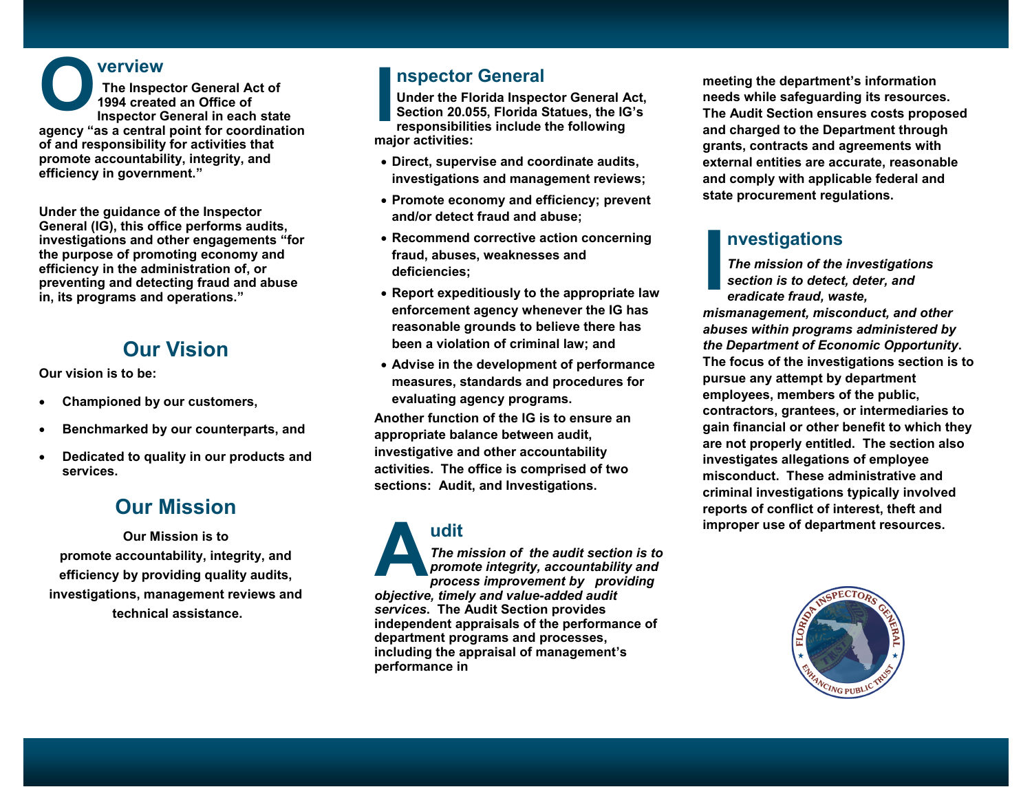## Overview

The Inspector General Act of 1994 created an Office of Inspector General in each state agency "as a central point for coordination of and responsibility for activities that promote accountability, integrity, and efficiency in government."

Under the guidance of the Inspector General (IG), this office performs audits, investigations and other engagements "for the purpose of promoting economy and efficiency in the administration of, or preventing and detecting fraud and abuse in, its programs and operations."

## Our Vision

Our vision is to be:

- Championed by our customers,
- Benchmarked by our counterparts, and
- Dedicated to quality in our products and services.

## Our Mission

Our Mission is to promote accountability, integrity, and efficiency by providing quality audits, investigations, management reviews and technical assistance.

## Inspector General

Under the Florida Inspector General Act, Section 20.055, Florida Statues, the IG's responsibilities include the following major activities:

- Direct, supervise and coordinate audits, investigations and management reviews;
- Promote economy and efficiency; prevent and/or detect fraud and abuse;
- Recommend corrective action concerning fraud, abuses, weaknesses and deficiencies;
- Report expeditiously to the appropriate law enforcement agency whenever the IG has reasonable grounds to believe there has been a violation of criminal law; and
- Advise in the development of performance measures, standards and procedures for evaluating agency programs.

Another function of the IG is to ensure an appropriate balance between audit, investigative and other accountability activities. The office is comprised of two sections: Audit, and Investigations.

## Audit

*The mission of the audit section is to promote integrity, accountability and process improvement by providing objective, timely and value-added audit services*. The Audit Section provides independent appraisals of the performance of department programs and processes, including the appraisal of management's performance in meeting the department's information needs while safeguarding its resources. The Audit Section ensures costs proposed and charged to the Department through grants, contracts and agreements with external entities are accurate, reasonable and comply with applicable federal and state procurement regulations.

## Investigations

*The mission of the investigations section is to detect, deter, and eradicate fraud, waste, mismanagement, misconduct, and other abuses within programs administered by the Department of Economic Opportunity*. The focus of the investigations section is to pursue any attempt by department employees, members of the public, contractors, grantees, or intermediaries to gain financial or other benefit to which they are not properly entitled. The section also investigates allegations of employee misconduct. These administrative and criminal investigations typically involved reports of conflict of interest, theft and improper use of department resources.

FLORIDA INSPECTORS GENERAL
ENHANCING PUBLIC TRUST